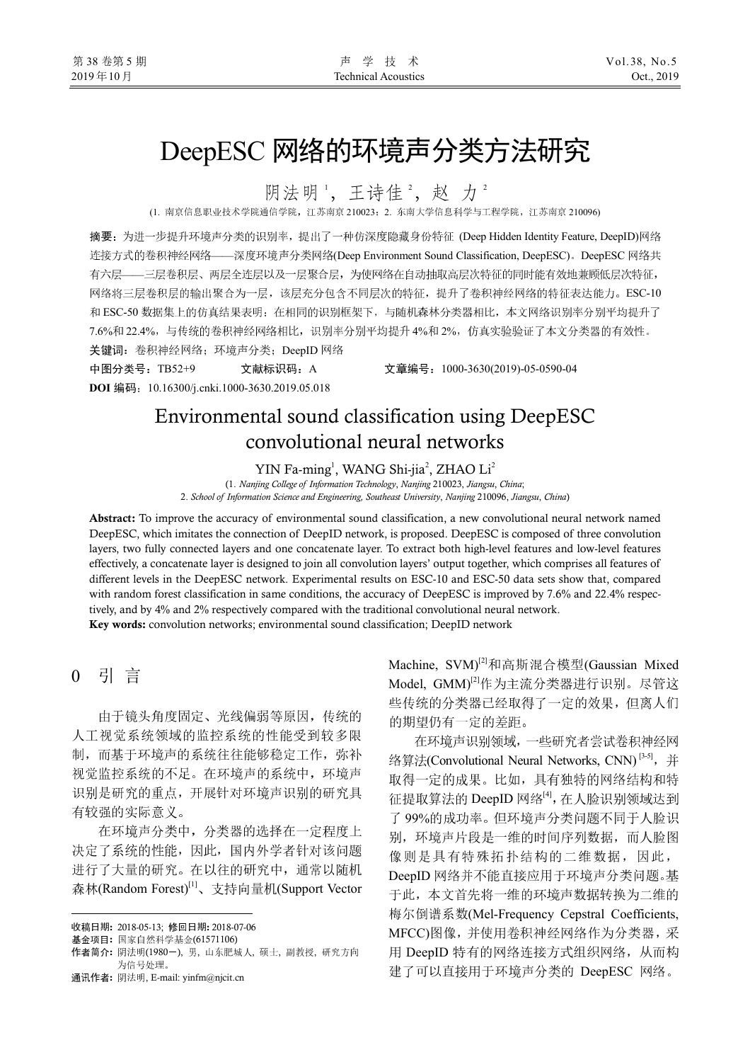# DeepESC 网络的环境声分类方法研究

阴法明[1]，王诗佳[2]，赵 力[2]

(1. 南京信息职业技术学院通信学院，江苏南京 210023；2. 东南大学信息科学与工程学院，江苏南京 210096)

**摘要：**为进一步提升环境声分类的识别率，提出了一种仿深度隐藏身份特征 (Deep Hidden Identity Feature, DeepID)网络连接方式的卷积神经网络——深度环境声分类网络(Deep Environment Sound Classification, DeepESC)。DeepESC 网络共有六层——三层卷积层、两层全连层以及一层聚合层，为使网络在自动抽取高层次特征的同时能有效地兼顾低层次特征，网络将三层卷积层的输出聚合为一层，该层充分包含不同层次的特征，提升了卷积神经网络的特征表达能力。ESC-10 和 ESC-50 数据集上的仿真结果表明：在相同的识别框架下，与随机森林分类器相比，本文网络识别率分别平均提升了 7.6%和 22.4%，与传统的卷积神经网络相比，识别率分别平均提升 4%和 2%，仿真实验验证了本文分类器的有效性。

**关键词：**卷积神经网络；环境声分类；DeepID 网络

**中图分类号：**TB52+9　　**文献标识码：**A　　**文章编号：**1000-3630(2019)-05-0590-04

**DOI 编码：**10.16300/j.cnki.1000-3630.2019.05.018

# Environmental sound classification using DeepESC convolutional neural networks

YIN Fa-ming[1], WANG Shi-jia[2], ZHAO Li[2]

(1. *Nanjing College of Information Technology*, *Nanjing* 210023, *Jiangsu*, *China*;
2. *School of Information Science and Engineering*, *Southeast University*, *Nanjing* 210096, *Jiangsu*, *China*)

**Abstract:** To improve the accuracy of environmental sound classification, a new convolutional neural network named DeepESC, which imitates the connection of DeepID network, is proposed. DeepESC is composed of three convolution layers, two fully connected layers and one concatenate layer. To extract both high-level features and low-level features effectively, a concatenate layer is designed to join all convolution layers' output together, which comprises all features of different levels in the DeepESC network. Experimental results on ESC-10 and ESC-50 data sets show that, compared with random forest classification in same conditions, the accuracy of DeepESC is improved by 7.6% and 22.4% respectively, and by 4% and 2% respectively compared with the traditional convolutional neural network.

**Key words:** convolution networks; environmental sound classification; DeepID network

## 0 引 言

由于镜头角度固定、光线偏弱等原因，传统的人工视觉系统领域的监控系统的性能受到较多限制，而基于环境声的系统往往能够稳定工作，弥补视觉监控系统的不足。在环境声的系统中，环境声识别是研究的重点，开展针对环境声识别的研究具有较强的实际意义。

在环境声分类中，分类器的选择在一定程度上决定了系统的性能，因此，国内外学者针对该问题进行了大量的研究。在以往的研究中，通常以随机森林(Random Forest)[1]、支持向量机(Support Vector Machine, SVM)[2]和高斯混合模型(Gaussian Mixed Model, GMM)[2]作为主流分类器进行识别。尽管这些传统的分类器已经取得了一定的效果，但离人们的期望仍有一定的差距。

在环境声识别领域，一些研究者尝试卷积神经网络算法(Convolutional Neural Networks, CNN)[3-5]，并取得一定的成果。比如，具有独特的网络结构和特征提取算法的 DeepID 网络[4]，在人脸识别领域达到了 99%的成功率。但环境声分类问题不同于人脸识别，环境声片段是一维的时间序列数据，而人脸图像则是具有特殊拓扑结构的二维数据，因此，DeepID 网络并不能直接应用于环境声分类问题。基于此，本文首先将一维的环境声数据转换为二维的梅尔倒谱系数(Mel-Frequency Cepstral Coefficients, MFCC)图像，并使用卷积神经网络作为分类器，采用 DeepID 特有的网络连接方式组织网络，从而构建了可以直接用于环境声分类的 DeepESC 网络。

---

收稿日期：2018-05-13；修回日期：2018-07-06

基金项目：国家自然科学基金(61571106)

作者简介：阴法明(1980－)，男，山东肥城人，硕士，副教授，研究方向为信号处理。

通讯作者：阴法明，E-mail: yinfm@njcit.cn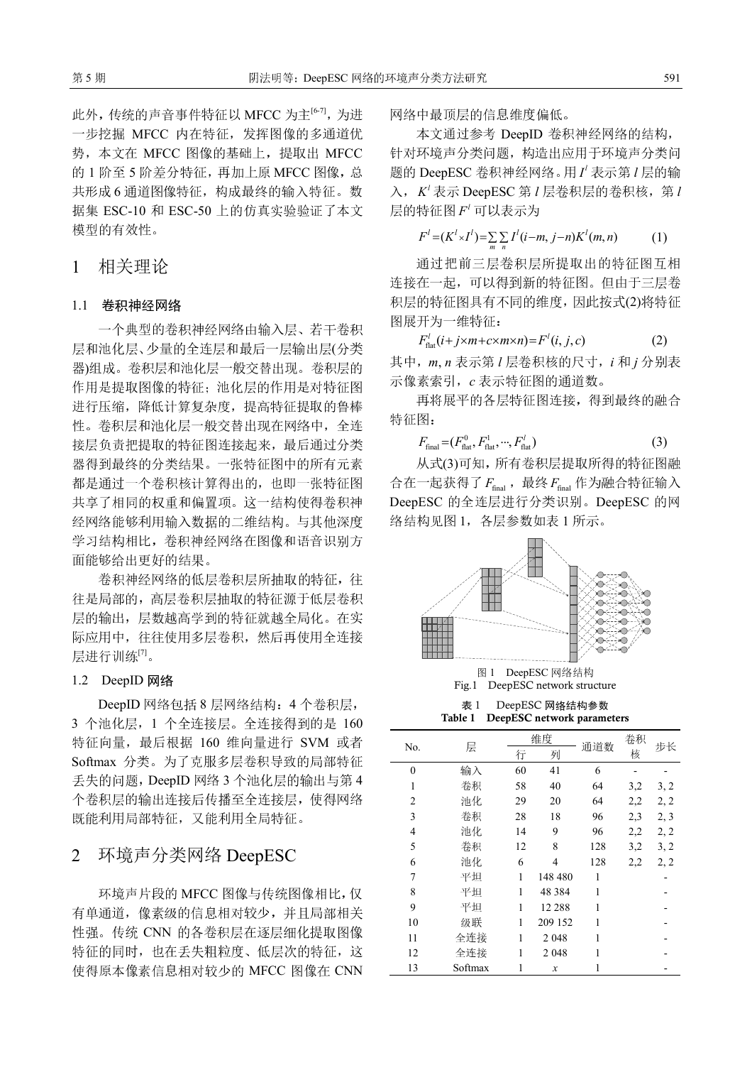此外，传统的声音事件特征以 MFCC 为主[6-7]，为进一步挖掘 MFCC 内在特征，发挥图像的多通道优势，本文在 MFCC 图像的基础上，提取出 MFCC 的 1 阶至 5 阶差分特征，再加上原 MFCC 图像，总共形成 6 通道图像特征，构成最终的输入特征。数据集 ESC-10 和 ESC-50 上的仿真实验验证了本文模型的有效性。

# 1 相关理论

## 1.1 卷积神经网络

一个典型的卷积神经网络由输入层、若干卷积层和池化层、少量的全连层和最后一层输出层(分类器)组成。卷积层和池化层一般交替出现。卷积层的作用是提取图像的特征；池化层的作用是对特征图进行压缩，降低计算复杂度，提高特征提取的鲁棒性。卷积层和池化层一般交替出现在网络中，全连接层负责把提取的特征图连接起来，最后通过分类器得到最终的分类结果。一张特征图中的所有元素都是通过一个卷积核计算得出的，也即一张特征图共享了相同的权重和偏置项。这一结构使得卷积神经网络能够利用输入数据的二维结构。与其他深度学习结构相比，卷积神经网络在图像和语音识别方面能够给出更好的结果。

卷积神经网络的低层卷积层所抽取的特征，往往是局部的，高层卷积层抽取的特征源于低层卷积层的输出，层数越高学到的特征就越全局化。在实际应用中，往往使用多层卷积，然后再使用全连接层进行训练[7]。

## 1.2 DeepID 网络

DeepID 网络包括 8 层网络结构：4 个卷积层，3 个池化层，1 个全连接层。全连接得到的是 160 特征向量，最后根据 160 维向量进行 SVM 或者 Softmax 分类。为了克服多层卷积导致的局部特征丢失的问题，DeepID 网络 3 个池化层的输出与第 4 个卷积层的输出连接后传播至全连接层，使得网络既能利用局部特征，又能利用全局特征。

# 2 环境声分类网络 DeepESC

环境声片段的 MFCC 图像与传统图像相比，仅有单通道，像素级的信息相对较少，并且局部相关性强。传统 CNN 的各卷积层在逐层细化提取图像特征的同时，也在丢失粗粒度、低层次的特征，这使得原本像素信息相对较少的 MFCC 图像在 CNN 网络中最顶层的信息维度偏低。

本文通过参考 DeepID 卷积神经网络的结构，针对环境声分类问题，构造出应用于环境声分类问题的 DeepESC 卷积神经网络。用 $I^l$ 表示第 $l$ 层的输入，$K^l$ 表示 DeepESC 第 $l$ 层卷积层的卷积核，第 $l$ 层的特征图 $F^l$ 可以表示为

$$F^l=(K^l \times I^l)=\sum_m \sum_n I^l(i-m, j-n)K^l(m,n) \tag{1}$$

通过把前三层卷积层所提取出的特征图互相连接在一起，可以得到新的特征图。但由于三层卷积层的特征图具有不同的维度，因此按式(2)将特征图展开为一维特征：

$$F^l_{\text{flat}}(i+j\times m+c\times m\times n)=F^l(i,j,c) \tag{2}$$

其中，$m, n$ 表示第 $l$ 层卷积核的尺寸，$i$ 和 $j$ 分别表示像素索引，$c$ 表示特征图的通道数。

再将展平的各层特征图连接，得到最终的融合特征图：

$$F_{\text{final}}=(F^0_{\text{flat}}, F^1_{\text{flat}}, \cdots, F^l_{\text{flat}}) \tag{3}$$

从式(3)可知，所有卷积层提取所得的特征图融合在一起获得了 $F_{\text{final}}$，最终 $F_{\text{final}}$ 作为融合特征输入 DeepESC 的全连接层进行分类识别。DeepESC 的网络结构见图 1，各层参数如表 1 所示。

图 1 DeepESC 网络结构
Fig.1 DeepESC network structure

**表 1 DeepESC 网络结构参数**
**Table 1 DeepESC network parameters**

| No. | 层 | 维度 | | 通道数 | 卷积核 | 步长 |
|---|---|---|---|---|---|---|
| | | 行 | 列 | | | |
| 0 | 输入 | 60 | 41 | 6 | - | - |
| 1 | 卷积 | 58 | 40 | 64 | 3,2 | 3, 2 |
| 2 | 池化 | 29 | 20 | 64 | 2,2 | 2, 2 |
| 3 | 卷积 | 28 | 18 | 96 | 2,3 | 2, 3 |
| 4 | 池化 | 14 | 9 | 96 | 2,2 | 2, 2 |
| 5 | 卷积 | 12 | 8 | 128 | 3,2 | 3, 2 |
| 6 | 池化 | 6 | 4 | 128 | 2,2 | 2, 2 |
| 7 | 平坦 | 1 | 148 480 | 1 | | - |
| 8 | 平坦 | 1 | 48 384 | 1 | | - |
| 9 | 平坦 | 1 | 12 288 | 1 | | - |
| 10 | 级联 | 1 | 209 152 | 1 | | - |
| 11 | 全连接 | 1 | 2 048 | 1 | | - |
| 12 | 全连接 | 1 | 2 048 | 1 | | - |
| 13 | Softmax | 1 | $x$ | 1 | | - |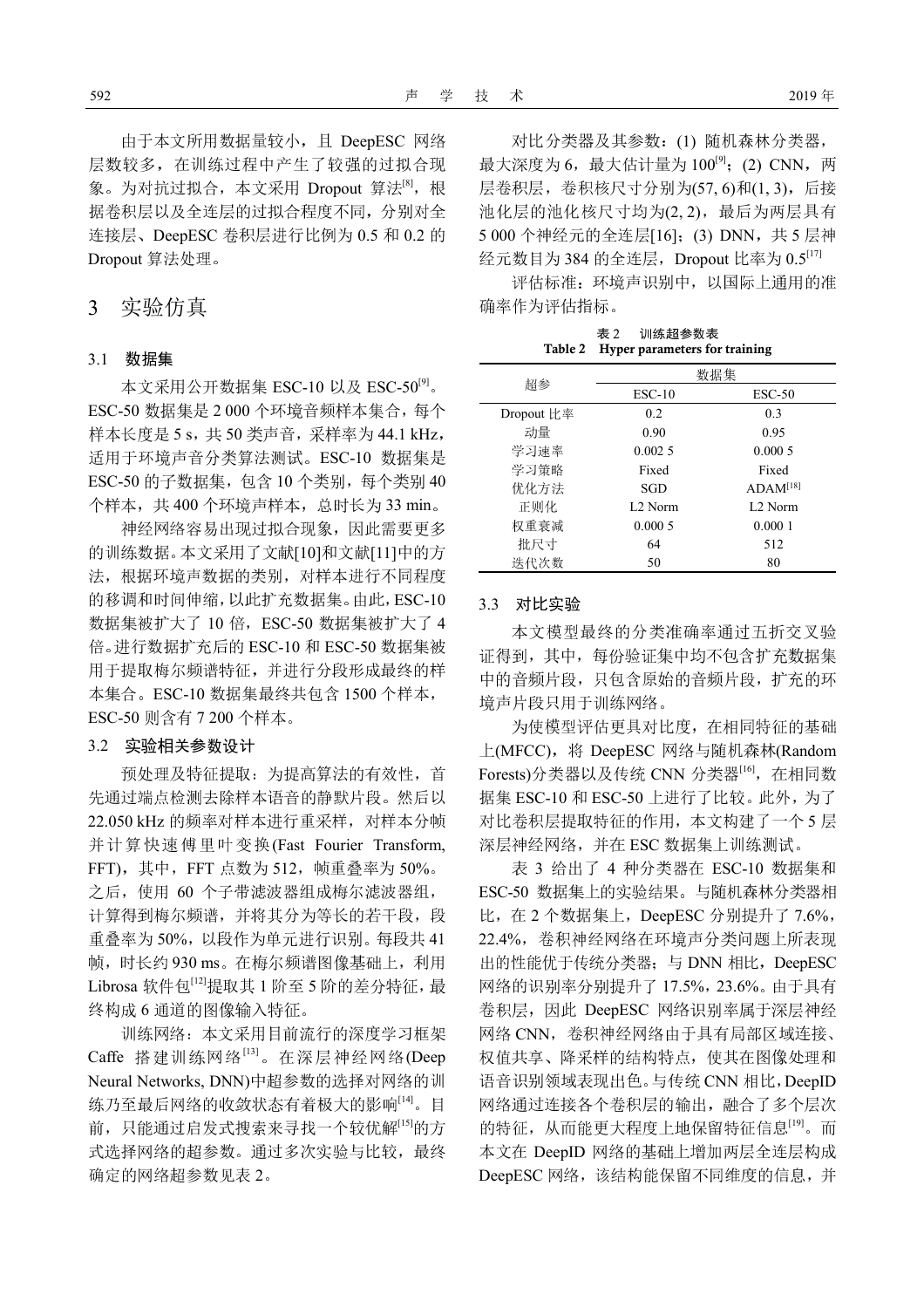由于本文所用数据量较小，且 DeepESC 网络层数较多，在训练过程中产生了较强的过拟合现象。为对抗过拟合，本文采用 Dropout 算法[8]，根据卷积层以及全连层的过拟合程度不同，分别对全连接层、DeepESC 卷积层进行比例为 0.5 和 0.2 的 Dropout 算法处理。

# 3 实验仿真

## 3.1 数据集

本文采用公开数据集 ESC-10 以及 ESC-50[9]。ESC-50 数据集是 2 000 个环境音频样本集合，每个样本长度是 5 s，共 50 类声音，采样率为 44.1 kHz，适用于环境声音分类算法测试。ESC-10 数据集是 ESC-50 的子数据集，包含 10 个类别，每个类别 40 个样本，共 400 个环境声样本，总时长为 33 min。

神经网络容易出现过拟合现象，因此需要更多的训练数据。本文采用了文献[10]和文献[11]中的方法，根据环境声数据的类别，对样本进行不同程度的移调和时间伸缩，以此扩充数据集。由此，ESC-10 数据集被扩大了 10 倍，ESC-50 数据集被扩大了 4 倍。进行数据扩充后的 ESC-10 和 ESC-50 数据集被用于提取梅尔频谱特征，并进行分段形成最终的样本集合。ESC-10 数据集最终共包含 1500 个样本，ESC-50 则含有 7 200 个样本。

## 3.2 实验相关参数设计

预处理及特征提取：为提高算法的有效性，首先通过端点检测去除样本语音的静默片段。然后以 22.050 kHz 的频率对样本进行重采样，对样本分帧并计算快速傅里叶变换(Fast Fourier Transform, FFT)，其中，FFT 点数为 512，帧重叠率为 50%。之后，使用 60 个子带滤波器组成梅尔滤波器组，计算得到梅尔频谱，并将其分为等长的若干段，段重叠率为 50%，以段作为单元进行识别。每段共 41 帧，时长约 930 ms。在梅尔频谱图像基础上，利用 Librosa 软件包[12]提取其 1 阶至 5 阶的差分特征，最终构成 6 通道的图像输入特征。

训练网络：本文采用目前流行的深度学习框架 Caffe 搭建训练网络[13]。在深层神经网络(Deep Neural Networks, DNN)中超参数的选择对网络的训练乃至最后网络的收敛状态有着极大的影响[14]。目前，只能通过启发式搜索来寻找一个较优解[15]的方式选择网络的超参数。通过多次实验与比较，最终确定的网络超参数见表 2。

对比分类器及其参数：(1) 随机森林分类器，最大深度为 6，最大估计量为 100[9]；(2) CNN，两层卷积层，卷积核尺寸分别为(57, 6)和(1, 3)，后接池化层的池化核尺寸均为(2, 2)，最后为两层具有 5 000 个神经元的全连层[16]；(3) DNN，共 5 层神经元数目为 384 的全连层，Dropout 比率为 0.5[17]

评估标准：环境声识别中，以国际上通用的准确率作为评估指标。

表 2 训练超参数表
**Table 2 Hyper parameters for training**

| 超参 | 数据集 | |
|---|---|---|
| | ESC-10 | ESC-50 |
| Dropout 比率 | 0.2 | 0.3 |
| 动量 | 0.90 | 0.95 |
| 学习速率 | 0.002 5 | 0.000 5 |
| 学习策略 | Fixed | Fixed |
| 优化方法 | SGD | ADAM[18] |
| 正则化 | L2 Norm | L2 Norm |
| 权重衰减 | 0.000 5 | 0.000 1 |
| 批尺寸 | 64 | 512 |
| 迭代次数 | 50 | 80 |

## 3.3 对比实验

本文模型最终的分类准确率通过五折交叉验证得到，其中，每份验证集中均不包含扩充数据集中的音频片段，只包含原始的音频片段，扩充的环境声片段只用于训练网络。

为使模型评估更具对比度，在相同特征的基础上(MFCC)，将 DeepESC 网络与随机森林(Random Forests)分类器以及传统 CNN 分类器[16]，在相同数据集 ESC-10 和 ESC-50 上进行了比较。此外，为了对比卷积层提取特征的作用，本文构建了一个 5 层深层神经网络，并在 ESC 数据集上训练测试。

表 3 给出了 4 种分类器在 ESC-10 数据集和 ESC-50 数据集上的实验结果。与随机森林分类器相比，在 2 个数据集上，DeepESC 分别提升了 7.6%，22.4%，卷积神经网络在环境声分类问题上所表现出的性能优于传统分类器；与 DNN 相比，DeepESC 网络的识别率分别提升了 17.5%，23.6%。由于具有卷积层，因此 DeepESC 网络识别率属于深层神经网络 CNN，卷积神经网络由于具有局部区域连接、权值共享、降采样的结构特点，使其在图像处理和语音识别领域表现出色。与传统 CNN 相比，DeepID 网络通过连接各个卷积层的输出，融合了多个层次的特征，从而能更大程度上地保留特征信息[19]。而本文在 DeepID 网络的基础上增加两层全连层构成 DeepESC 网络，该结构能保留不同维度的信息，并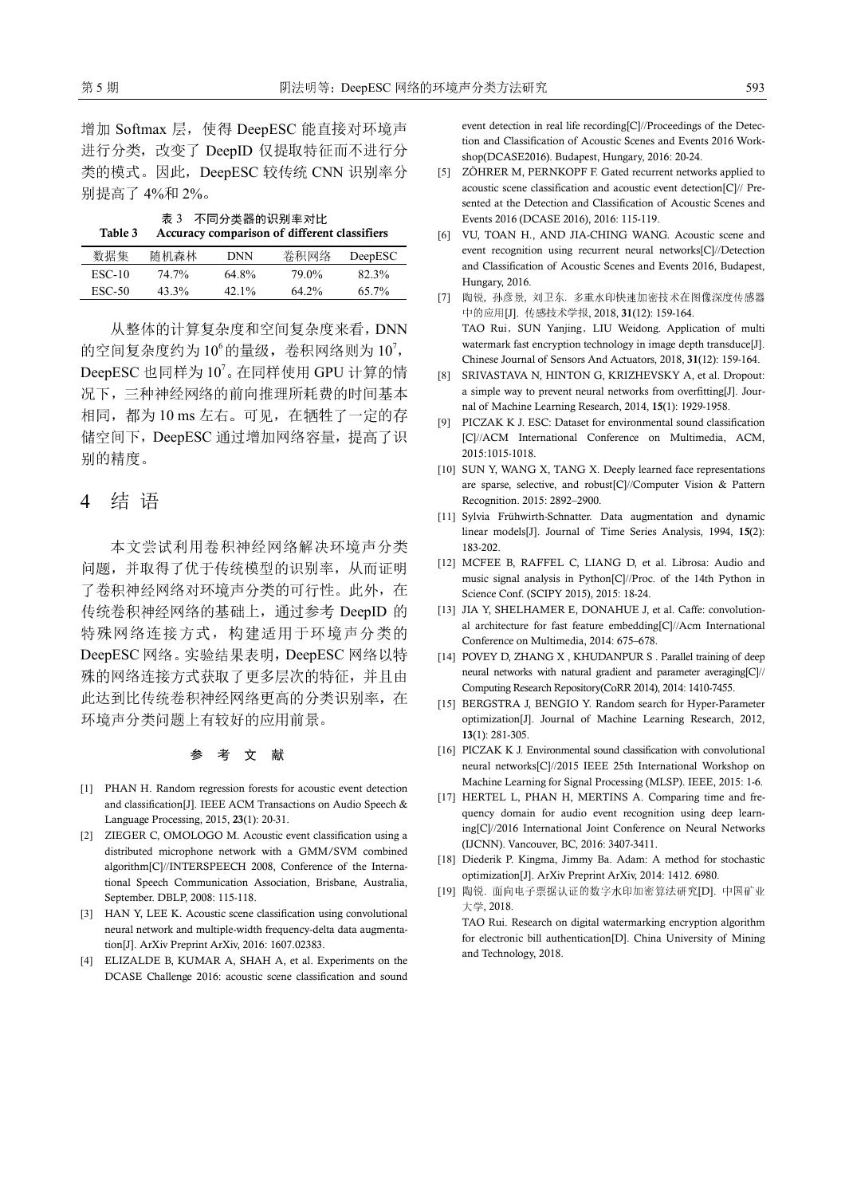增加 Softmax 层，使得 DeepESC 能直接对环境声进行分类，改变了 DeepID 仅提取特征而不进行分类的模式。因此，DeepESC 较传统 CNN 识别率分别提高了 4%和 2%。

表 3　不同分类器的识别率对比

**Table 3　Accuracy comparison of different classifiers**

| 数据集 | 随机森林 | DNN | 卷积网络 | DeepESC |
|---|---|---|---|---|
| ESC-10 | 74.7% | 64.8% | 79.0% | 82.3% |
| ESC-50 | 43.3% | 42.1% | 64.2% | 65.7% |

从整体的计算复杂度和空间复杂度来看，DNN 的空间复杂度约为 $10^6$ 的量级，卷积网络则为 $10^7$，DeepESC 也同样为 $10^7$。在同样使用 GPU 计算的情况下，三种神经网络的前向推理所耗费的时间基本相同，都为 10 ms 左右。可见，在牺牲了一定的存储空间下，DeepESC 通过增加网络容量，提高了识别的精度。

# 4　结 语

本文尝试利用卷积神经网络解决环境声分类问题，并取得了优于传统模型的识别率，从而证明了卷积神经网络对环境声分类的可行性。此外，在传统卷积神经网络的基础上，通过参考 DeepID 的特殊网络连接方式，构建适用于环境声分类的 DeepESC 网络。实验结果表明，DeepESC 网络以特殊的网络连接方式获取了更多层次的特征，并且由此达到比传统卷积神经网络更高的分类识别率，在环境声分类问题上有较好的应用前景。

## 参 考 文 献

[1] PHAN H. Random regression forests for acoustic event detection and classification[J]. IEEE ACM Transactions on Audio Speech & Language Processing, 2015, **23**(1): 20-31.

[2] ZIEGER C, OMOLOGO M. Acoustic event classification using a distributed microphone network with a GMM/SVM combined algorithm[C]//INTERSPEECH 2008, Conference of the International Speech Communication Association, Brisbane, Australia, September. DBLP, 2008: 115-118.

[3] HAN Y, LEE K. Acoustic scene classification using convolutional neural network and multiple-width frequency-delta data augmentation[J]. ArXiv Preprint ArXiv, 2016: 1607.02383.

[4] ELIZALDE B, KUMAR A, SHAH A, et al. Experiments on the DCASE Challenge 2016: acoustic scene classification and sound event detection in real life recording[C]//Proceedings of the Detection and Classification of Acoustic Scenes and Events 2016 Workshop(DCASE2016). Budapest, Hungary, 2016: 20-24.

[5] ZÖHRER M, PERNKOPF F. Gated recurrent networks applied to acoustic scene classification and acoustic event detection[C]// Presented at the Detection and Classification of Acoustic Scenes and Events 2016 (DCASE 2016), 2016: 115-119.

[6] VU, TOAN H., AND JIA-CHING WANG. Acoustic scene and event recognition using recurrent neural networks[C]//Detection and Classification of Acoustic Scenes and Events 2016, Budapest, Hungary, 2016.

[7] 陶锐，孙彦景，刘卫东. 多重水印快速加密技术在图像深度传感器中的应用[J]. 传感技术学报, 2018, **31**(12): 159-164.
TAO Rui，SUN Yanjing，LIU Weidong. Application of multi watermark fast encryption technology in image depth transduce[J]. Chinese Journal of Sensors And Actuators, 2018, **31**(12): 159-164.

[8] SRIVASTAVA N, HINTON G, KRIZHEVSKY A, et al. Dropout: a simple way to prevent neural networks from overfitting[J]. Journal of Machine Learning Research, 2014, **15**(1): 1929-1958.

[9] PICZAK K J. ESC: Dataset for environmental sound classification [C]//ACM International Conference on Multimedia, ACM, 2015:1015-1018.

[10] SUN Y, WANG X, TANG X. Deeply learned face representations are sparse, selective, and robust[C]//Computer Vision & Pattern Recognition. 2015: 2892–2900.

[11] Sylvia Frühwirth-Schnatter. Data augmentation and dynamic linear models[J]. Journal of Time Series Analysis, 1994, **15**(2): 183-202.

[12] MCFEE B, RAFFEL C, LIANG D, et al. Librosa: Audio and music signal analysis in Python[C]//Proc. of the 14th Python in Science Conf. (SCIPY 2015), 2015: 18-24.

[13] JIA Y, SHELHAMER E, DONAHUE J, et al. Caffe: convolutional architecture for fast feature embedding[C]//Acm International Conference on Multimedia, 2014: 675–678.

[14] POVEY D, ZHANG X , KHUDANPUR S . Parallel training of deep neural networks with natural gradient and parameter averaging[C]// Computing Research Repository(CoRR 2014), 2014: 1410-7455.

[15] BERGSTRA J, BENGIO Y. Random search for Hyper-Parameter optimization[J]. Journal of Machine Learning Research, 2012, **13**(1): 281-305.

[16] PICZAK K J. Environmental sound classification with convolutional neural networks[C]//2015 IEEE 25th International Workshop on Machine Learning for Signal Processing (MLSP). IEEE, 2015: 1-6.

[17] HERTEL L, PHAN H, MERTINS A. Comparing time and frequency domain for audio event recognition using deep learning[C]//2016 International Joint Conference on Neural Networks (IJCNN). Vancouver, BC, 2016: 3407-3411.

[18] Diederik P. Kingma, Jimmy Ba. Adam: A method for stochastic optimization[J]. ArXiv Preprint ArXiv, 2014: 1412. 6980.

[19] 陶锐. 面向电子票据认证的数字水印加密算法研究[D]. 中国矿业大学, 2018.
TAO Rui. Research on digital watermarking encryption algorithm for electronic bill authentication[D]. China University of Mining and Technology, 2018.